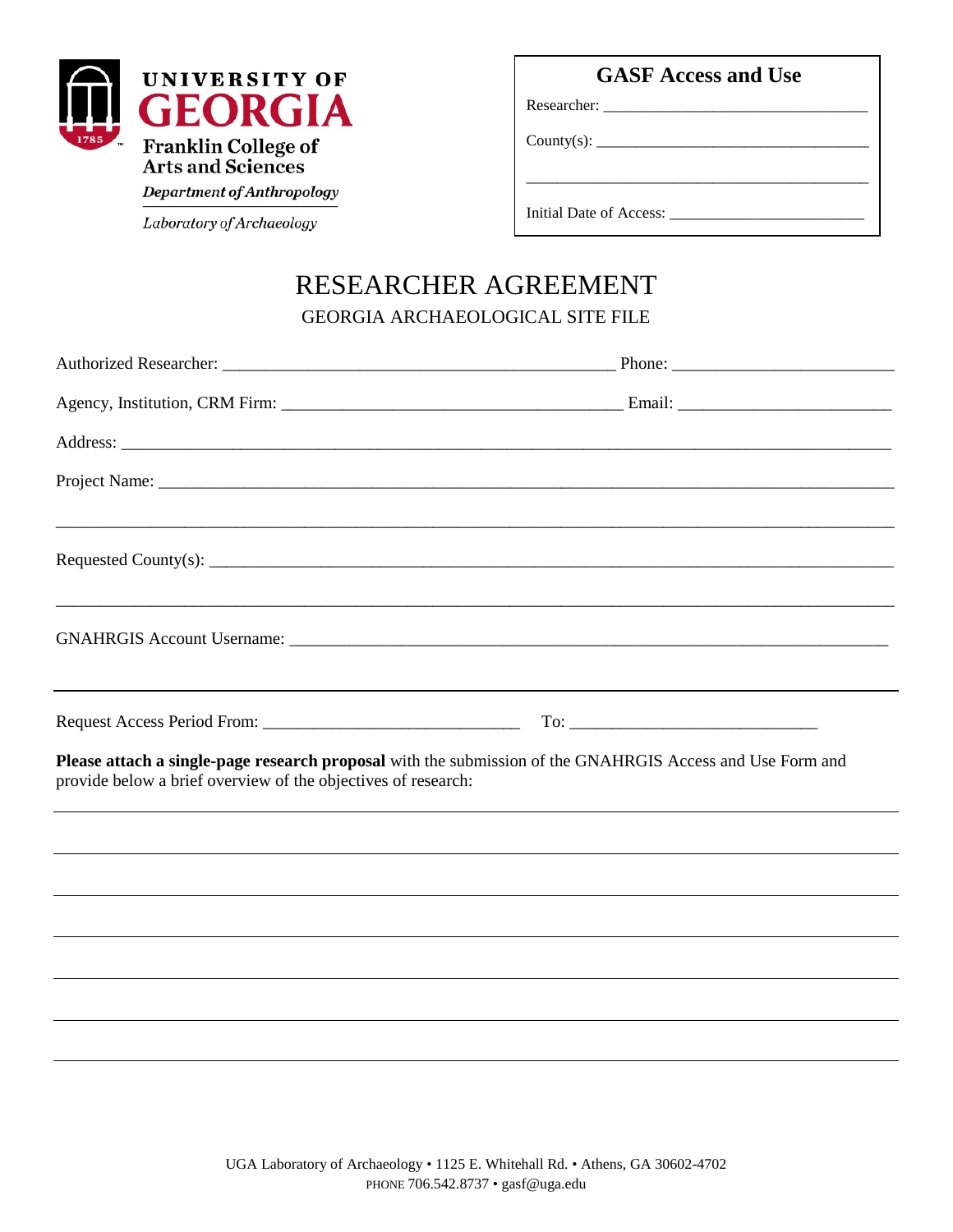**UNIVERSITY OF GEORGIA**
Franklin College of Arts and Sciences
*Department of Anthropology*
*Laboratory of Archaeology*

**GASF Access and Use**

Researcher: ________________________________

County(s): ________________________________

________________________________________

Initial Date of Access: ______________________

# RESEARCHER AGREEMENT

## GEORGIA ARCHAEOLOGICAL SITE FILE

Authorized Researcher: ____________________________________________ Phone: ________________________

Agency, Institution, CRM Firm: ______________________________________ Email: _______________________

Address: ______________________________________________________________________________________

Project Name: __________________________________________________________________________________

______________________________________________________________________________________________

Requested County(s): _____________________________________________________________________________

______________________________________________________________________________________________

GNAHRGIS Account Username: _____________________________________________________________________

---

Request Access Period From: ____________________________ To: ___________________________

**Please attach a single-page research proposal** with the submission of the GNAHRGIS Access and Use Form and provide below a brief overview of the objectives of research:

______________________________________________________________________________________________

______________________________________________________________________________________________

______________________________________________________________________________________________

______________________________________________________________________________________________

______________________________________________________________________________________________

______________________________________________________________________________________________

______________________________________________________________________________________________

UGA Laboratory of Archaeology • 1125 E. Whitehall Rd. • Athens, GA 30602-4702
PHONE 706.542.8737 • gasf@uga.edu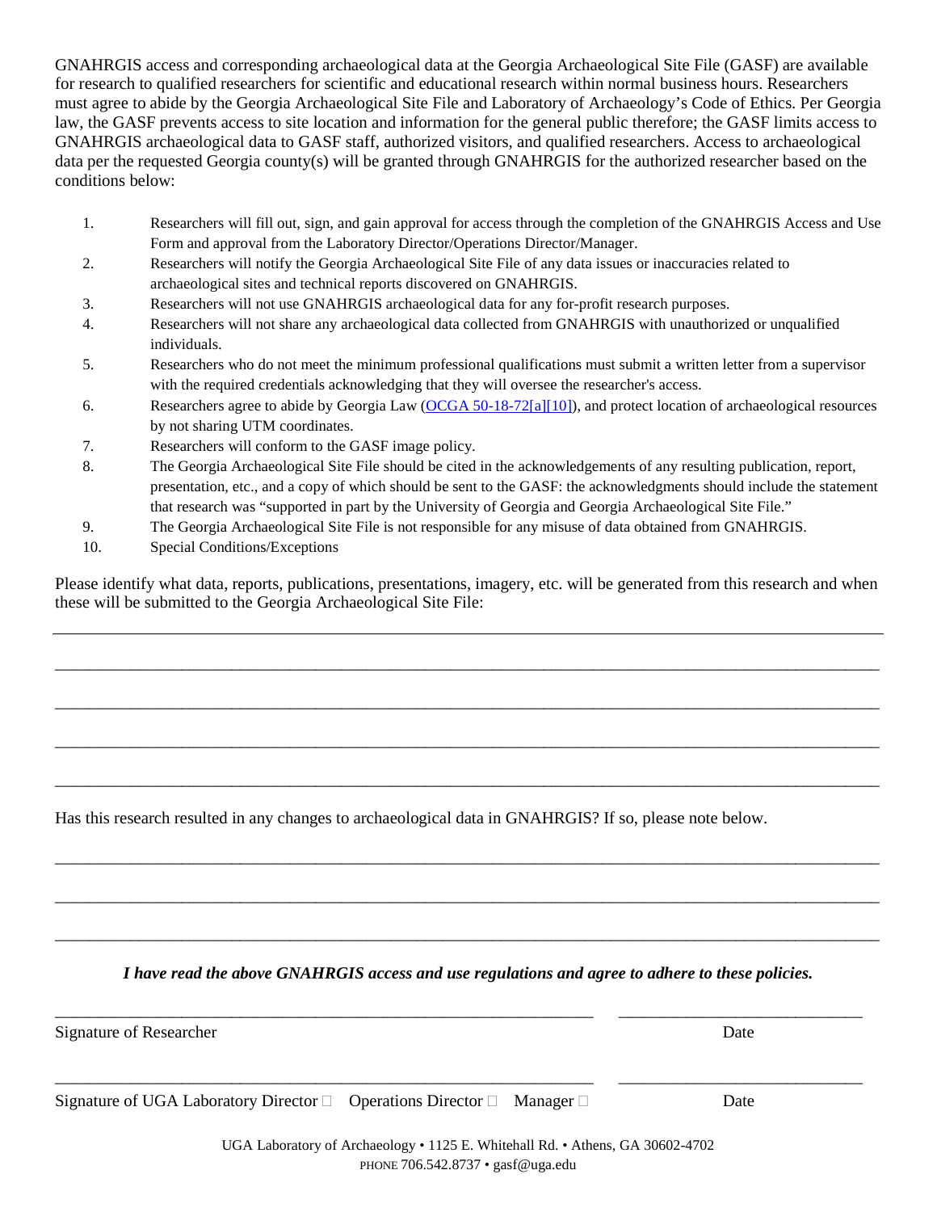GNAHRGIS access and corresponding archaeological data at the Georgia Archaeological Site File (GASF) are available for research to qualified researchers for scientific and educational research within normal business hours. Researchers must agree to abide by the Georgia Archaeological Site File and Laboratory of Archaeology's Code of Ethics. Per Georgia law, the GASF prevents access to site location and information for the general public therefore; the GASF limits access to GNAHRGIS archaeological data to GASF staff, authorized visitors, and qualified researchers. Access to archaeological data per the requested Georgia county(s) will be granted through GNAHRGIS for the authorized researcher based on the conditions below:

1. Researchers will fill out, sign, and gain approval for access through the completion of the GNAHRGIS Access and Use Form and approval from the Laboratory Director/Operations Director/Manager.
2. Researchers will notify the Georgia Archaeological Site File of any data issues or inaccuracies related to archaeological sites and technical reports discovered on GNAHRGIS.
3. Researchers will not use GNAHRGIS archaeological data for any for-profit research purposes.
4. Researchers will not share any archaeological data collected from GNAHRGIS with unauthorized or unqualified individuals.
5. Researchers who do not meet the minimum professional qualifications must submit a written letter from a supervisor with the required credentials acknowledging that they will oversee the researcher's access.
6. Researchers agree to abide by Georgia Law (OCGA 50-18-72[a][10]), and protect location of archaeological resources by not sharing UTM coordinates.
7. Researchers will conform to the GASF image policy.
8. The Georgia Archaeological Site File should be cited in the acknowledgements of any resulting publication, report, presentation, etc., and a copy of which should be sent to the GASF: the acknowledgments should include the statement that research was "supported in part by the University of Georgia and Georgia Archaeological Site File."
9. The Georgia Archaeological Site File is not responsible for any misuse of data obtained from GNAHRGIS.
10. Special Conditions/Exceptions

Please identify what data, reports, publications, presentations, imagery, etc. will be generated from this research and when these will be submitted to the Georgia Archaeological Site File:

______________________________________________________________________________

______________________________________________________________________________

______________________________________________________________________________

______________________________________________________________________________

______________________________________________________________________________

Has this research resulted in any changes to archaeological data in GNAHRGIS? If so, please note below.

______________________________________________________________________________

______________________________________________________________________________

______________________________________________________________________________

***I have read the above GNAHRGIS access and use regulations and agree to adhere to these policies.***

_____________________________________________________ ________________________

Signature of Researcher Date

_____________________________________________________ ________________________

Signature of UGA Laboratory Director ☐ Operations Director ☐ Manager ☐ Date

UGA Laboratory of Archaeology • 1125 E. Whitehall Rd. • Athens, GA 30602-4702
PHONE 706.542.8737 • gasf@uga.edu